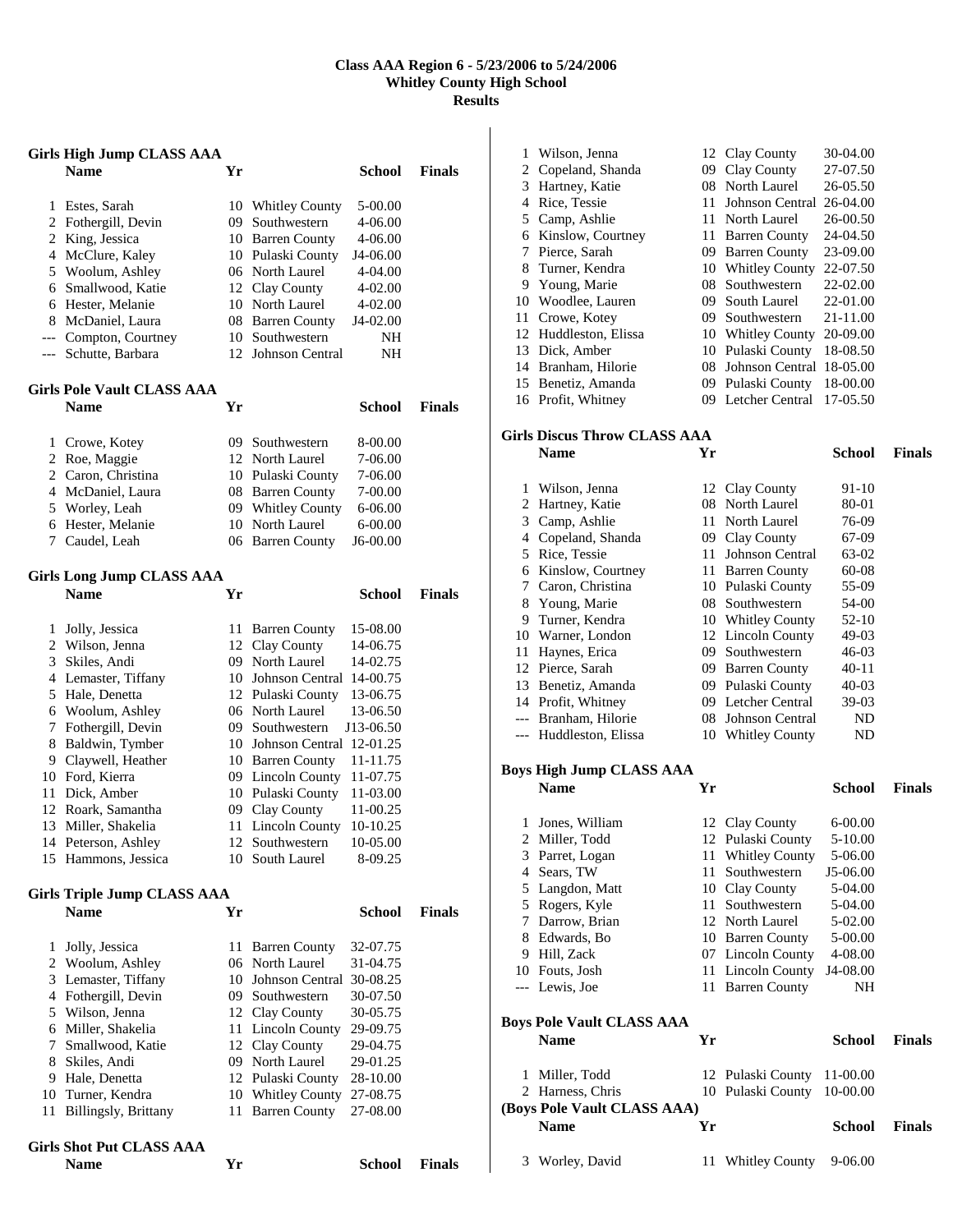# Class AAA Region 6 - 5/23/2006 to 5/24/2006
## Whitley County High School
## Results

### Girls High Jump CLASS AAA

| | Name | Yr | School | Finals |
|---|---|---|---|---|
| 1 | Estes, Sarah | 10 | Whitley County | 5-00.00 |
| 2 | Fothergill, Devin | 09 | Southwestern | 4-06.00 |
| 2 | King, Jessica | 10 | Barren County | 4-06.00 |
| 4 | McClure, Kaley | 10 | Pulaski County | J4-06.00 |
| 5 | Woolum, Ashley | 06 | North Laurel | 4-04.00 |
| 6 | Smallwood, Katie | 12 | Clay County | 4-02.00 |
| 6 | Hester, Melanie | 10 | North Laurel | 4-02.00 |
| 8 | McDaniel, Laura | 08 | Barren County | J4-02.00 |
| --- | Compton, Courtney | 10 | Southwestern | NH |
| --- | Schutte, Barbara | 12 | Johnson Central | NH |

### Girls Pole Vault CLASS AAA

| | Name | Yr | School | Finals |
|---|---|---|---|---|
| 1 | Crowe, Kotey | 09 | Southwestern | 8-00.00 |
| 2 | Roe, Maggie | 12 | North Laurel | 7-06.00 |
| 2 | Caron, Christina | 10 | Pulaski County | 7-06.00 |
| 4 | McDaniel, Laura | 08 | Barren County | 7-00.00 |
| 5 | Worley, Leah | 09 | Whitley County | 6-06.00 |
| 6 | Hester, Melanie | 10 | North Laurel | 6-00.00 |
| 7 | Caudel, Leah | 06 | Barren County | J6-00.00 |

### Girls Long Jump CLASS AAA

| | Name | Yr | School | Finals |
|---|---|---|---|---|
| 1 | Jolly, Jessica | 11 | Barren County | 15-08.00 |
| 2 | Wilson, Jenna | 12 | Clay County | 14-06.75 |
| 3 | Skiles, Andi | 09 | North Laurel | 14-02.75 |
| 4 | Lemaster, Tiffany | 10 | Johnson Central | 14-00.75 |
| 5 | Hale, Denetta | 12 | Pulaski County | 13-06.75 |
| 6 | Woolum, Ashley | 06 | North Laurel | 13-06.50 |
| 7 | Fothergill, Devin | 09 | Southwestern | J13-06.50 |
| 8 | Baldwin, Tymber | 10 | Johnson Central | 12-01.25 |
| 9 | Claywell, Heather | 10 | Barren County | 11-11.75 |
| 10 | Ford, Kierra | 09 | Lincoln County | 11-07.75 |
| 11 | Dick, Amber | 10 | Pulaski County | 11-03.00 |
| 12 | Roark, Samantha | 09 | Clay County | 11-00.25 |
| 13 | Miller, Shakelia | 11 | Lincoln County | 10-10.25 |
| 14 | Peterson, Ashley | 12 | Southwestern | 10-05.00 |
| 15 | Hammons, Jessica | 10 | South Laurel | 8-09.25 |

### Girls Triple Jump CLASS AAA

| | Name | Yr | School | Finals |
|---|---|---|---|---|
| 1 | Jolly, Jessica | 11 | Barren County | 32-07.75 |
| 2 | Woolum, Ashley | 06 | North Laurel | 31-04.75 |
| 3 | Lemaster, Tiffany | 10 | Johnson Central | 30-08.25 |
| 4 | Fothergill, Devin | 09 | Southwestern | 30-07.50 |
| 5 | Wilson, Jenna | 12 | Clay County | 30-05.75 |
| 6 | Miller, Shakelia | 11 | Lincoln County | 29-09.75 |
| 7 | Smallwood, Katie | 12 | Clay County | 29-04.75 |
| 8 | Skiles, Andi | 09 | North Laurel | 29-01.25 |
| 9 | Hale, Denetta | 12 | Pulaski County | 28-10.00 |
| 10 | Turner, Kendra | 10 | Whitley County | 27-08.75 |
| 11 | Billingsly, Brittany | 11 | Barren County | 27-08.00 |

### Girls Shot Put CLASS AAA

| | Name | Yr | School | Finals |
|---|---|---|---|---|
| 1 | Wilson, Jenna | 12 | Clay County | 30-04.00 |
| 2 | Copeland, Shanda | 09 | Clay County | 27-07.50 |
| 3 | Hartney, Katie | 08 | North Laurel | 26-05.50 |
| 4 | Rice, Tessie | 11 | Johnson Central | 26-04.00 |
| 5 | Camp, Ashlie | 11 | North Laurel | 26-00.50 |
| 6 | Kinslow, Courtney | 11 | Barren County | 24-04.50 |
| 7 | Pierce, Sarah | 09 | Barren County | 23-09.00 |
| 8 | Turner, Kendra | 10 | Whitley County | 22-07.50 |
| 9 | Young, Marie | 08 | Southwestern | 22-02.00 |
| 10 | Woodlee, Lauren | 09 | South Laurel | 22-01.00 |
| 11 | Crowe, Kotey | 09 | Southwestern | 21-11.00 |
| 12 | Huddleston, Elissa | 10 | Whitley County | 20-09.00 |
| 13 | Dick, Amber | 10 | Pulaski County | 18-08.50 |
| 14 | Branham, Hilorie | 08 | Johnson Central | 18-05.00 |
| 15 | Benetiz, Amanda | 09 | Pulaski County | 18-00.00 |
| 16 | Profit, Whitney | 09 | Letcher Central | 17-05.50 |

### Girls Discus Throw CLASS AAA

| | Name | Yr | School | Finals |
|---|---|---|---|---|
| 1 | Wilson, Jenna | 12 | Clay County | 91-10 |
| 2 | Hartney, Katie | 08 | North Laurel | 80-01 |
| 3 | Camp, Ashlie | 11 | North Laurel | 76-09 |
| 4 | Copeland, Shanda | 09 | Clay County | 67-09 |
| 5 | Rice, Tessie | 11 | Johnson Central | 63-02 |
| 6 | Kinslow, Courtney | 11 | Barren County | 60-08 |
| 7 | Caron, Christina | 10 | Pulaski County | 55-09 |
| 8 | Young, Marie | 08 | Southwestern | 54-00 |
| 9 | Turner, Kendra | 10 | Whitley County | 52-10 |
| 10 | Warner, London | 12 | Lincoln County | 49-03 |
| 11 | Haynes, Erica | 09 | Southwestern | 46-03 |
| 12 | Pierce, Sarah | 09 | Barren County | 40-11 |
| 13 | Benetiz, Amanda | 09 | Pulaski County | 40-03 |
| 14 | Profit, Whitney | 09 | Letcher Central | 39-03 |
| --- | Branham, Hilorie | 08 | Johnson Central | ND |
| --- | Huddleston, Elissa | 10 | Whitley County | ND |

### Boys High Jump CLASS AAA

| | Name | Yr | School | Finals |
|---|---|---|---|---|
| 1 | Jones, William | 12 | Clay County | 6-00.00 |
| 2 | Miller, Todd | 12 | Pulaski County | 5-10.00 |
| 3 | Parret, Logan | 11 | Whitley County | 5-06.00 |
| 4 | Sears, TW | 11 | Southwestern | J5-06.00 |
| 5 | Langdon, Matt | 10 | Clay County | 5-04.00 |
| 5 | Rogers, Kyle | 11 | Southwestern | 5-04.00 |
| 7 | Darrow, Brian | 12 | North Laurel | 5-02.00 |
| 8 | Edwards, Bo | 10 | Barren County | 5-00.00 |
| 9 | Hill, Zack | 07 | Lincoln County | 4-08.00 |
| 10 | Fouts, Josh | 11 | Lincoln County | J4-08.00 |
| --- | Lewis, Joe | 11 | Barren County | NH |

### Boys Pole Vault CLASS AAA

| | Name | Yr | School | Finals |
|---|---|---|---|---|
| 1 | Miller, Todd | 12 | Pulaski County | 11-00.00 |
| 2 | Harness, Chris | 10 | Pulaski County | 10-00.00 |
| 3 | Worley, David | 11 | Whitley County | 9-06.00 |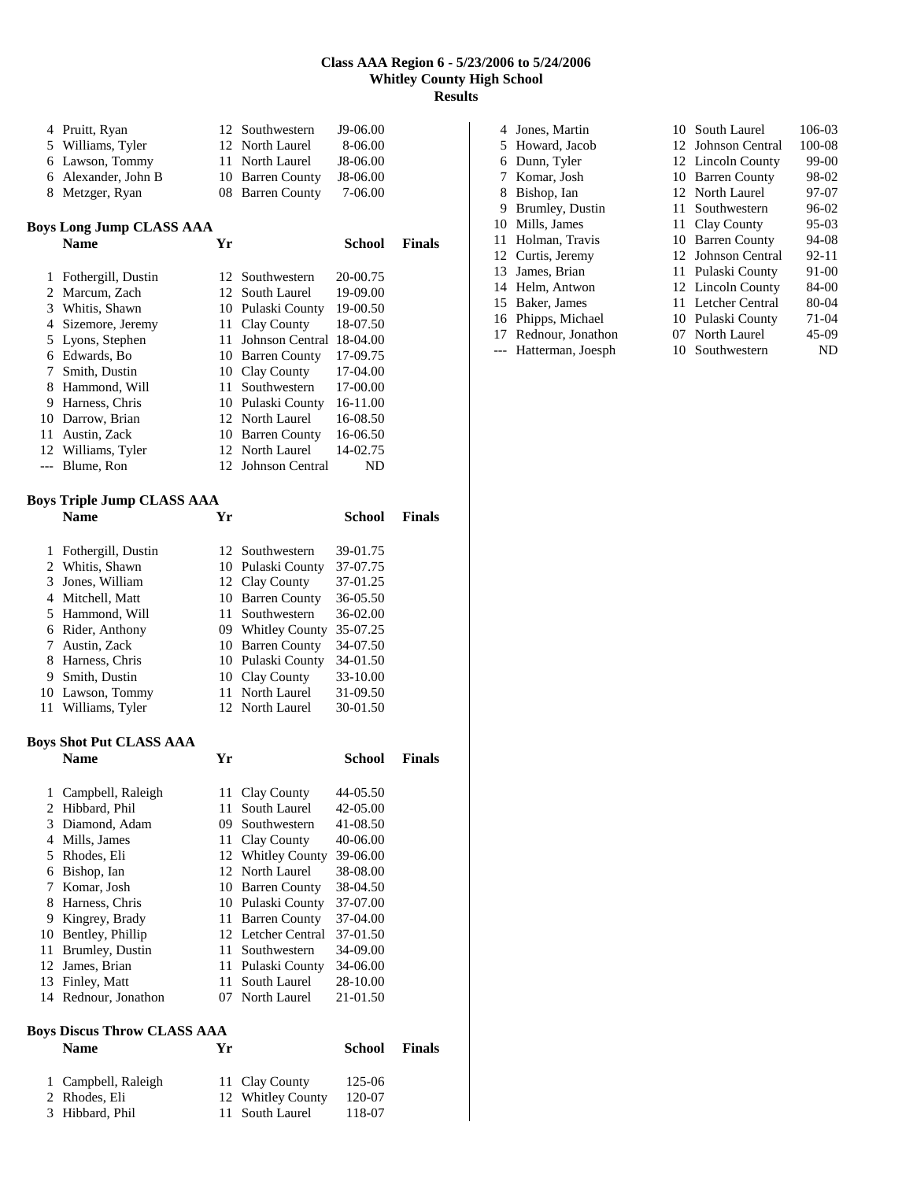# Class AAA Region 6 - 5/23/2006 to 5/24/2006
## Whitley County High School
## Results

| | | | | |
|---|---|---|---|---|
| 4 | Pruitt, Ryan | 12 | Southwestern | J9-06.00 |
| 5 | Williams, Tyler | 12 | North Laurel | 8-06.00 |
| 6 | Lawson, Tommy | 11 | North Laurel | J8-06.00 |
| 6 | Alexander, John B | 10 | Barren County | J8-06.00 |
| 8 | Metzger, Ryan | 08 | Barren County | 7-06.00 |

### Boys Long Jump CLASS AAA

| | Name | Yr | School | Finals |
|---|---|---|---|---|
| 1 | Fothergill, Dustin | 12 | Southwestern | 20-00.75 |
| 2 | Marcum, Zach | 12 | South Laurel | 19-09.00 |
| 3 | Whitis, Shawn | 10 | Pulaski County | 19-00.50 |
| 4 | Sizemore, Jeremy | 11 | Clay County | 18-07.50 |
| 5 | Lyons, Stephen | 11 | Johnson Central | 18-04.00 |
| 6 | Edwards, Bo | 10 | Barren County | 17-09.75 |
| 7 | Smith, Dustin | 10 | Clay County | 17-04.00 |
| 8 | Hammond, Will | 11 | Southwestern | 17-00.00 |
| 9 | Harness, Chris | 10 | Pulaski County | 16-11.00 |
| 10 | Darrow, Brian | 12 | North Laurel | 16-08.50 |
| 11 | Austin, Zack | 10 | Barren County | 16-06.50 |
| 12 | Williams, Tyler | 12 | North Laurel | 14-02.75 |
| --- | Blume, Ron | 12 | Johnson Central | ND |

### Boys Triple Jump CLASS AAA

| | Name | Yr | School | Finals |
|---|---|---|---|---|
| 1 | Fothergill, Dustin | 12 | Southwestern | 39-01.75 |
| 2 | Whitis, Shawn | 10 | Pulaski County | 37-07.75 |
| 3 | Jones, William | 12 | Clay County | 37-01.25 |
| 4 | Mitchell, Matt | 10 | Barren County | 36-05.50 |
| 5 | Hammond, Will | 11 | Southwestern | 36-02.00 |
| 6 | Rider, Anthony | 09 | Whitley County | 35-07.25 |
| 7 | Austin, Zack | 10 | Barren County | 34-07.50 |
| 8 | Harness, Chris | 10 | Pulaski County | 34-01.50 |
| 9 | Smith, Dustin | 10 | Clay County | 33-10.00 |
| 10 | Lawson, Tommy | 11 | North Laurel | 31-09.50 |
| 11 | Williams, Tyler | 12 | North Laurel | 30-01.50 |

### Boys Shot Put CLASS AAA

| | Name | Yr | School | Finals |
|---|---|---|---|---|
| 1 | Campbell, Raleigh | 11 | Clay County | 44-05.50 |
| 2 | Hibbard, Phil | 11 | South Laurel | 42-05.00 |
| 3 | Diamond, Adam | 09 | Southwestern | 41-08.50 |
| 4 | Mills, James | 11 | Clay County | 40-06.00 |
| 5 | Rhodes, Eli | 12 | Whitley County | 39-06.00 |
| 6 | Bishop, Ian | 12 | North Laurel | 38-08.00 |
| 7 | Komar, Josh | 10 | Barren County | 38-04.50 |
| 8 | Harness, Chris | 10 | Pulaski County | 37-07.00 |
| 9 | Kingrey, Brady | 11 | Barren County | 37-04.00 |
| 10 | Bentley, Phillip | 12 | Letcher Central | 37-01.50 |
| 11 | Brumley, Dustin | 11 | Southwestern | 34-09.00 |
| 12 | James, Brian | 11 | Pulaski County | 34-06.00 |
| 13 | Finley, Matt | 11 | South Laurel | 28-10.00 |
| 14 | Rednour, Jonathon | 07 | North Laurel | 21-01.50 |

### Boys Discus Throw CLASS AAA

| | Name | Yr | School | Finals |
|---|---|---|---|---|
| 1 | Campbell, Raleigh | 11 | Clay County | 125-06 |
| 2 | Rhodes, Eli | 12 | Whitley County | 120-07 |
| 3 | Hibbard, Phil | 11 | South Laurel | 118-07 |
| 4 | Jones, Martin | 10 | South Laurel | 106-03 |
| 5 | Howard, Jacob | 12 | Johnson Central | 100-08 |
| 6 | Dunn, Tyler | 12 | Lincoln County | 99-00 |
| 7 | Komar, Josh | 10 | Barren County | 98-02 |
| 8 | Bishop, Ian | 12 | North Laurel | 97-07 |
| 9 | Brumley, Dustin | 11 | Southwestern | 96-02 |
| 10 | Mills, James | 11 | Clay County | 95-03 |
| 11 | Holman, Travis | 10 | Barren County | 94-08 |
| 12 | Curtis, Jeremy | 12 | Johnson Central | 92-11 |
| 13 | James, Brian | 11 | Pulaski County | 91-00 |
| 14 | Helm, Antwon | 12 | Lincoln County | 84-00 |
| 15 | Baker, James | 11 | Letcher Central | 80-04 |
| 16 | Phipps, Michael | 10 | Pulaski County | 71-04 |
| 17 | Rednour, Jonathon | 07 | North Laurel | 45-09 |
| --- | Hatterman, Joesph | 10 | Southwestern | ND |